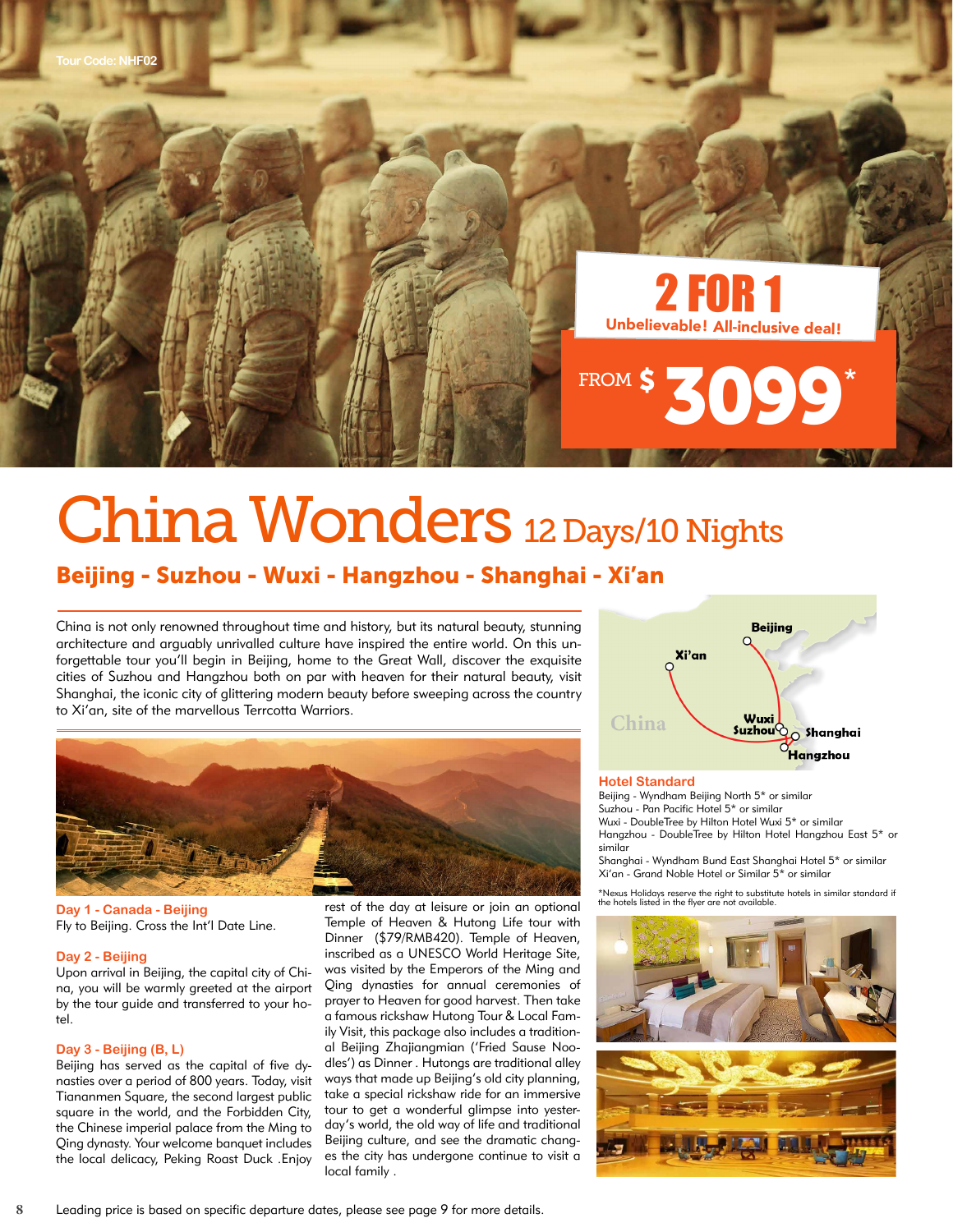Tour Code: NHF02

# 2 FOR 1

Unbelievable! All-inclusive deal!

FROM $ 3099*

# China Wonders 12 Days/10 Nights

## Beijing - Suzhou - Wuxi - Hangzhou - Shanghai - Xi'an

China is not only renowned throughout time and history, but its natural beauty, stunning architecture and arguably unrivalled culture have inspired the entire world. On this unforgettable tour you'll begin in Beijing, home to the Great Wall, discover the exquisite cities of Suzhou and Hangzhou both on par with heaven for their natural beauty, visit Shanghai, the iconic city of glittering modern beauty before sweeping across the country to Xi'an, site of the marvellous Terrcotta Warriors.

### Day 1 - Canada - Beijing

Fly to Beijing. Cross the Int'l Date Line.

### Day 2 - Beijing

Upon arrival in Beijing, the capital city of China, you will be warmly greeted at the airport by the tour guide and transferred to your hotel.

### Day 3 - Beijing (B, L)

Beijing has served as the capital of five dynasties over a period of 800 years. Today, visit Tiananmen Square, the second largest public square in the world, and the Forbidden City, the Chinese imperial palace from the Ming to Qing dynasty. Your welcome banquet includes the local delicacy, Peking Roast Duck .Enjoy rest of the day at leisure or join an optional Temple of Heaven & Hutong Life tour with Dinner ($79/RMB420). Temple of Heaven, inscribed as a UNESCO World Heritage Site, was visited by the Emperors of the Ming and Qing dynasties for annual ceremonies of prayer to Heaven for good harvest. Then take a famous rickshaw Hutong Tour & Local Family Visit, this package also includes a traditional Beijing Zhajiangmian ('Fried Sause Noodles') as Dinner . Hutongs are traditional alley ways that made up Beijing's old city planning, take a special rickshaw ride for an immersive tour to get a wonderful glimpse into yesterday's world, the old way of life and traditional Beijing culture, and see the dramatic changes the city has undergone continue to visit a local family .

### Hotel Standard

Beijing - Wyndham Beijing North 5* or similar
Suzhou - Pan Pacific Hotel 5* or similar
Wuxi - DoubleTree by Hilton Hotel Wuxi 5* or similar
Hangzhou - DoubleTree by Hilton Hotel Hangzhou East 5* or similar
Shanghai - Wyndham Bund East Shanghai Hotel 5* or similar
Xi'an - Grand Noble Hotel or Similar 5* or similar

*Nexus Holidays reserve the right to substitute hotels in similar standard if the hotels listed in the flyer are not available.

Leading price is based on specific departure dates, please see page 9 for more details.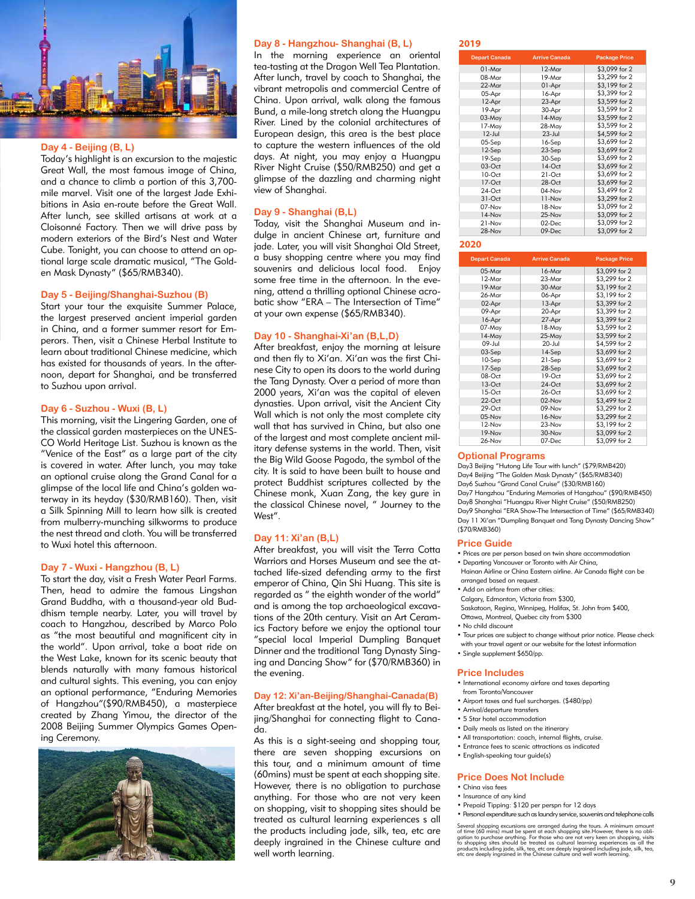## Day 4 - Beijing (B, L)

Today's highlight is an excursion to the majestic Great Wall, the most famous image of China, and a chance to climb a portion of this 3,700-mile marvel. Visit one of the largest Jade Exhibitions in Asia en-route before the Great Wall. After lunch, see skilled artisans at work at a Cloisonné Factory. Then we will drive pass by modern exteriors of the Bird's Nest and Water Cube. Tonight, you can choose to attend an optional large scale dramatic musical, "The Golden Mask Dynasty" ($65/RMB340).

## Day 5 - Beijing/Shanghai-Suzhou (B)

Start your tour the exquisite Summer Palace, the largest preserved ancient imperial garden in China, and a former summer resort for Emperors. Then, visit a Chinese Herbal Institute to learn about traditional Chinese medicine, which has existed for thousands of years. In the afternoon, depart for Shanghai, and be transferred to Suzhou upon arrival.

## Day 6 - Suzhou - Wuxi (B, L)

This morning, visit the Lingering Garden, one of the classical garden masterpieces on the UNESCO World Heritage List. Suzhou is known as the "Venice of the East" as a large part of the city is covered in water. After lunch, you may take an optional cruise along the Grand Canal for a glimpse of the local life and China's golden waterway in its heyday ($30/RMB160). Then, visit a Silk Spinning Mill to learn how silk is created from mulberry-munching silkworms to produce the nest thread and cloth. You will be transferred to Wuxi hotel this afternoon.

## Day 7 - Wuxi - Hangzhou (B, L)

To start the day, visit a Fresh Water Pearl Farms. Then, head to admire the famous Lingshan Grand Buddha, with a thousand-year old Buddhism temple nearby. Later, you will travel by coach to Hangzhou, described by Marco Polo as "the most beautiful and magnificent city in the world". Upon arrival, take a boat ride on the West Lake, known for its scenic beauty that blends naturally with many famous historical and cultural sights. This evening, you can enjoy an optional performance, "Enduring Memories of Hangzhou"($90/RMB450), a masterpiece created by Zhang Yimou, the director of the 2008 Beijing Summer Olympics Games Opening Ceremony.

## Day 8 - Hangzhou- Shanghai (B, L)

In the morning experience an oriental tea-tasting at the Dragon Well Tea Plantation. After lunch, travel by coach to Shanghai, the vibrant metropolis and commercial Centre of China. Upon arrival, walk along the famous Bund, a mile-long stretch along the Huangpu River. Lined by the colonial architectures of European design, this area is the best place to capture the western influences of the old days. At night, you may enjoy a Huangpu River Night Cruise ($50/RMB250) and get a glimpse of the dazzling and charming night view of Shanghai.

## Day 9 - Shanghai (B,L)

Today, visit the Shanghai Museum and indulge in ancient Chinese art, furniture and jade. Later, you will visit Shanghai Old Street, a busy shopping centre where you may find souvenirs and delicious local food. Enjoy some free time in the afternoon. In the evening, attend a thrilling optional Chinese acrobatic show "ERA – The Intersection of Time" at your own expense ($65/RMB340).

## Day 10 - Shanghai-Xi'an (B,L,D)

After breakfast, enjoy the morning at leisure and then fly to Xi'an. Xi'an was the first Chinese City to open its doors to the world during the Tang Dynasty. Over a period of more than 2000 years, Xi'an was the capital of eleven dynasties. Upon arrival, visit the Ancient City Wall which is not only the most complete city wall that has survived in China, but also one of the largest and most complete ancient military defense systems in the world. Then, visit the Big Wild Goose Pagoda, the symbol of the city. It is said to have been built to house and protect Buddhist scriptures collected by the Chinese monk, Xuan Zang, the key gure in the classical Chinese novel, " Journey to the West".

## Day 11: Xi'an (B,L)

After breakfast, you will visit the Terra Cotta Warriors and Horses Museum and see the attached life-sized defending army to the first emperor of China, Qin Shi Huang. This site is regarded as " the eighth wonder of the world" and is among the top archaeological excavations of the 20th century. Visit an Art Ceramics Factory before we enjoy the optional tour "special local Imperial Dumpling Banquet Dinner and the traditional Tang Dynasty Singing and Dancing Show" for ($70/RMB360) in the evening.

## Day 12: Xi'an-Beijing/Shanghai-Canada(B)

After breakfast at the hotel, you will fly to Beijing/Shanghai for connecting flight to Canada.

As this is a sight-seeing and shopping tour, there are seven shopping excursions on this tour, and a minimum amount of time (60mins) must be spent at each shopping site. However, there is no obligation to purchase anything. For those who are not very keen on shopping, visit to shopping sites should be treated as cultural learning experiences s all the products including jade, silk, tea, etc are deeply ingrained in the Chinese culture and well worth learning.

## 2019

| Depart Canada | Arrive Canada | Package Price |
|---|---|---|
| 01-Mar | 12-Mar | $3,099 for 2 |
| 08-Mar | 19-Mar | $3,299 for 2 |
| 22-Mar | 01-Apr | $3,199 for 2 |
| 05-Apr | 16-Apr | $3,399 for 2 |
| 12-Apr | 23-Apr | $3,599 for 2 |
| 19-Apr | 30-Apr | $3,599 for 2 |
| 03-May | 14-May | $3,599 for 2 |
| 17-May | 28-May | $3,599 for 2 |
| 12-Jul | 23-Jul | $4,599 for 2 |
| 05-Sep | 16-Sep | $3,699 for 2 |
| 12-Sep | 23-Sep | $3,699 for 2 |
| 19-Sep | 30-Sep | $3,699 for 2 |
| 03-Oct | 14-Oct | $3,699 for 2 |
| 10-Oct | 21-Oct | $3,699 for 2 |
| 17-Oct | 28-Oct | $3,699 for 2 |
| 24-Oct | 04-Nov | $3,499 for 2 |
| 31-Oct | 11-Nov | $3,299 for 2 |
| 07-Nov | 18-Nov | $3,099 for 2 |
| 14-Nov | 25-Nov | $3,099 for 2 |
| 21-Nov | 02-Dec | $3,099 for 2 |
| 28-Nov | 09-Dec | $3,099 for 2 |

## 2020

| Depart Canada | Arrive Canada | Package Price |
|---|---|---|
| 05-Mar | 16-Mar | $3,099 for 2 |
| 12-Mar | 23-Mar | $3,299 for 2 |
| 19-Mar | 30-Mar | $3,199 for 2 |
| 26-Mar | 06-Apr | $3,199 for 2 |
| 02-Apr | 13-Apr | $3,399 for 2 |
| 09-Apr | 20-Apr | $3,399 for 2 |
| 16-Apr | 27-Apr | $3,399 for 2 |
| 07-May | 18-May | $3,599 for 2 |
| 14-May | 25-May | $3,599 for 2 |
| 09-Jul | 20-Jul | $4,599 for 2 |
| 03-Sep | 14-Sep | $3,699 for 2 |
| 10-Sep | 21-Sep | $3,699 for 2 |
| 17-Sep | 28-Sep | $3,699 for 2 |
| 08-Oct | 19-Oct | $3,699 for 2 |
| 13-Oct | 24-Oct | $3,699 for 2 |
| 15-Oct | 26-Oct | $3,699 for 2 |
| 22-Oct | 02-Nov | $3,499 for 2 |
| 29-Oct | 09-Nov | $3,299 for 2 |
| 05-Nov | 16-Nov | $3,299 for 2 |
| 12-Nov | 23-Nov | $3,199 for 2 |
| 19-Nov | 30-Nov | $3,099 for 2 |
| 26-Nov | 07-Dec | $3,099 for 2 |

## Optional Programs

Day3 Beijing "Hutong Life Tour with lunch" ($79/RMB420)
Day4 Beijing "The Golden Mask Dynasty" ($65/RMB340)
Day6 Suzhou "Grand Canal Cruise" ($30/RMB160)
Day7 Hangzhou "Enduring Memories of Hangzhou" ($90/RMB450)
Day8 Shanghai "Huangpu River Night Cruise" ($50/RMB250)
Day9 Shanghai "ERA Show-The Intersection of Time" ($65/RMB340)
Day 11 Xi'an "Dumpling Banquet and Tang Dynasty Dancing Show" ($70/RMB360)

## Price Guide

- Prices are per person based on twin share accommodation
- Departing Vancouver or Toronto with Air China, Hainan Airline or China Eastern airline. Air Canada flight can be arranged based on request.
- Add on airfare from other cities:
  Calgary, Edmonton, Victoria from $300,
  Saskatoon, Regina, Winnipeg, Halifax, St. John from $400,
  Ottawa, Montreal, Quebec city from $300
- No child discount
- Tour prices are subject to change without prior notice. Please check with your travel agent or our website for the latest information
- Single supplement $650/pp.

## Price Includes

- International economy airfare and taxes departing from Toronto/Vancouver
- Airport taxes and fuel surcharges. ($480/pp)
- Arrival/departure transfers
- 5 Star hotel accommodation
- Daily meals as listed on the itinerary
- All transportation: coach, internal flights, cruise.
- Entrance fees to scenic attractions as indicated
- English-speaking tour guide(s)

## Price Does Not Include

- China visa fees
- Insurance of any kind
- Prepaid Tipping: $120 per perspn for 12 days
- Personal expenditure such as laundry service, souvenirs and telephone calls

Several shopping excursions are arranged during the tours. A minimum amount of time (60 mins) must be spent at each shopping site.However, there is no obligation to purchase anything. For those who are not very keen on shopping, visits to shopping sites should be treated as cultural learning experiences as all the products including jade, silk, tea, etc are deeply ingrained including jade, silk, tea, etc are deeply ingrained in the Chinese culture and well worth learning.